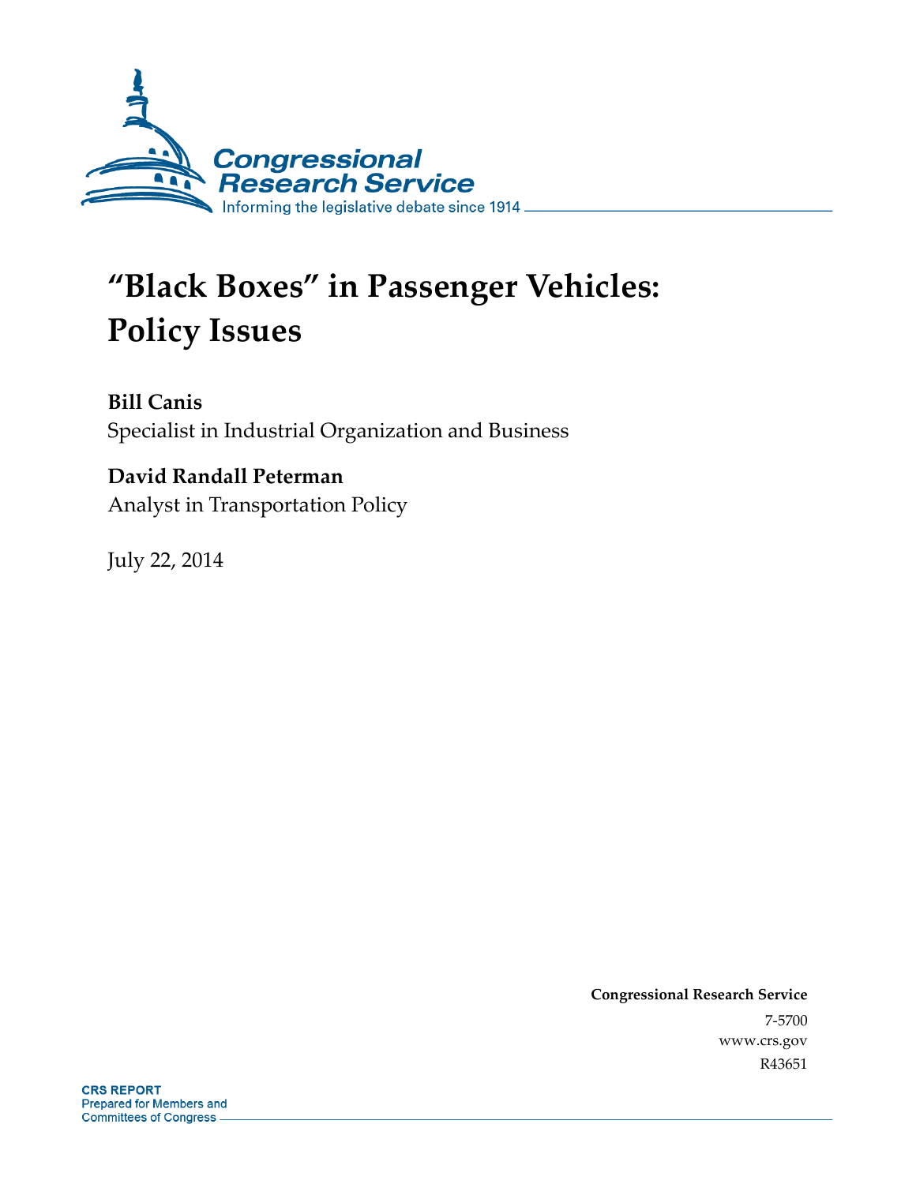Congressional Research Service

Informing the legislative debate since 1914

# "Black Boxes" in Passenger Vehicles: Policy Issues

**Bill Canis**
Specialist in Industrial Organization and Business

**David Randall Peterman**
Analyst in Transportation Policy

July 22, 2014

**Congressional Research Service**
7-5700
www.crs.gov
R43651

**CRS REPORT**
Prepared for Members and Committees of Congress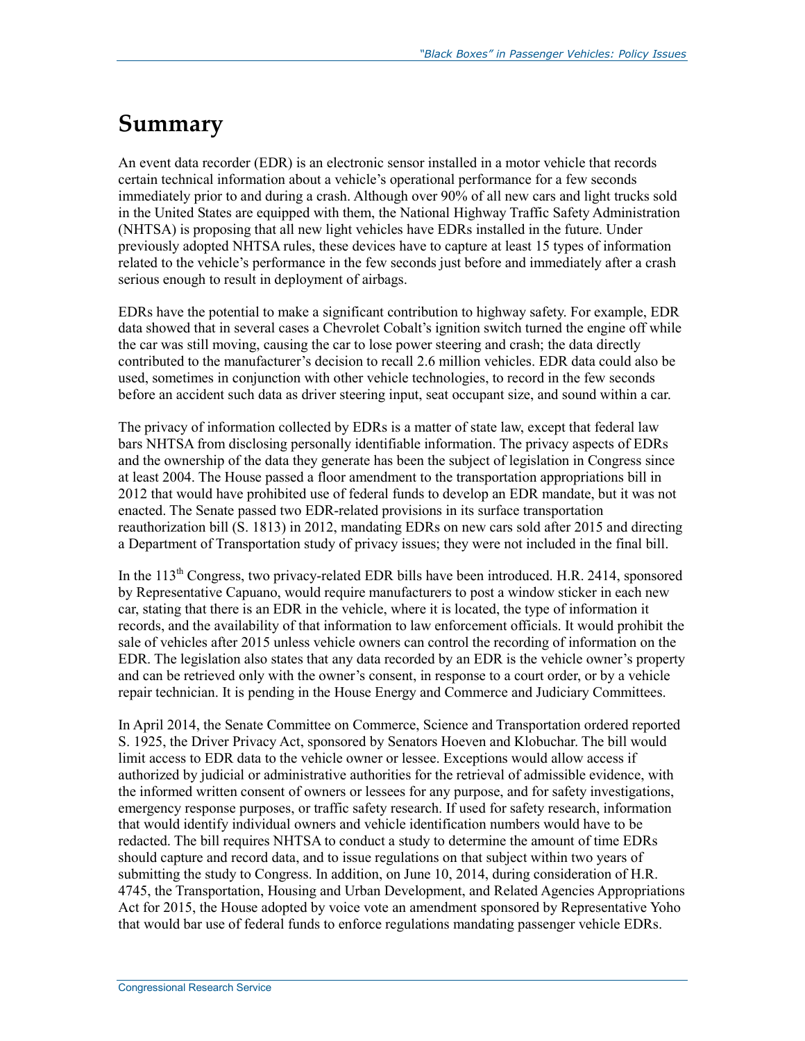# Summary

An event data recorder (EDR) is an electronic sensor installed in a motor vehicle that records certain technical information about a vehicle's operational performance for a few seconds immediately prior to and during a crash. Although over 90% of all new cars and light trucks sold in the United States are equipped with them, the National Highway Traffic Safety Administration (NHTSA) is proposing that all new light vehicles have EDRs installed in the future. Under previously adopted NHTSA rules, these devices have to capture at least 15 types of information related to the vehicle's performance in the few seconds just before and immediately after a crash serious enough to result in deployment of airbags.

EDRs have the potential to make a significant contribution to highway safety. For example, EDR data showed that in several cases a Chevrolet Cobalt's ignition switch turned the engine off while the car was still moving, causing the car to lose power steering and crash; the data directly contributed to the manufacturer's decision to recall 2.6 million vehicles. EDR data could also be used, sometimes in conjunction with other vehicle technologies, to record in the few seconds before an accident such data as driver steering input, seat occupant size, and sound within a car.

The privacy of information collected by EDRs is a matter of state law, except that federal law bars NHTSA from disclosing personally identifiable information. The privacy aspects of EDRs and the ownership of the data they generate has been the subject of legislation in Congress since at least 2004. The House passed a floor amendment to the transportation appropriations bill in 2012 that would have prohibited use of federal funds to develop an EDR mandate, but it was not enacted. The Senate passed two EDR-related provisions in its surface transportation reauthorization bill (S. 1813) in 2012, mandating EDRs on new cars sold after 2015 and directing a Department of Transportation study of privacy issues; they were not included in the final bill.

In the 113th Congress, two privacy-related EDR bills have been introduced. H.R. 2414, sponsored by Representative Capuano, would require manufacturers to post a window sticker in each new car, stating that there is an EDR in the vehicle, where it is located, the type of information it records, and the availability of that information to law enforcement officials. It would prohibit the sale of vehicles after 2015 unless vehicle owners can control the recording of information on the EDR. The legislation also states that any data recorded by an EDR is the vehicle owner's property and can be retrieved only with the owner's consent, in response to a court order, or by a vehicle repair technician. It is pending in the House Energy and Commerce and Judiciary Committees.

In April 2014, the Senate Committee on Commerce, Science and Transportation ordered reported S. 1925, the Driver Privacy Act, sponsored by Senators Hoeven and Klobuchar. The bill would limit access to EDR data to the vehicle owner or lessee. Exceptions would allow access if authorized by judicial or administrative authorities for the retrieval of admissible evidence, with the informed written consent of owners or lessees for any purpose, and for safety investigations, emergency response purposes, or traffic safety research. If used for safety research, information that would identify individual owners and vehicle identification numbers would have to be redacted. The bill requires NHTSA to conduct a study to determine the amount of time EDRs should capture and record data, and to issue regulations on that subject within two years of submitting the study to Congress. In addition, on June 10, 2014, during consideration of H.R. 4745, the Transportation, Housing and Urban Development, and Related Agencies Appropriations Act for 2015, the House adopted by voice vote an amendment sponsored by Representative Yoho that would bar use of federal funds to enforce regulations mandating passenger vehicle EDRs.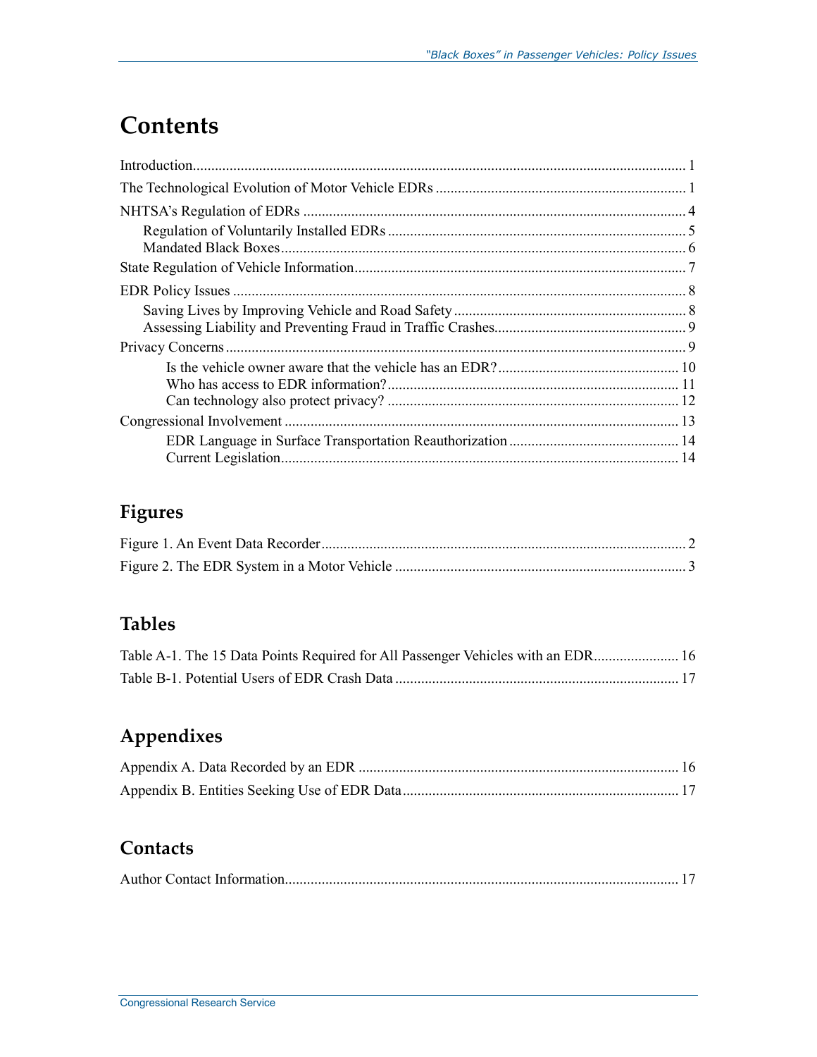# Contents

Introduction..................................................................................................................................... 1

The Technological Evolution of Motor Vehicle EDRs .................................................................... 1

NHTSA's Regulation of EDRs ........................................................................................................ 4

Regulation of Voluntarily Installed EDRs ................................................................................. 5

Mandated Black Boxes.............................................................................................................. 6

State Regulation of Vehicle Information.......................................................................................... 7

EDR Policy Issues ........................................................................................................................... 8

Saving Lives by Improving Vehicle and Road Safety ............................................................... 8

Assessing Liability and Preventing Fraud in Traffic Crashes.................................................... 9

Privacy Concerns ............................................................................................................................. 9

Is the vehicle owner aware that the vehicle has an EDR?................................................. 10

Who has access to EDR information?............................................................................... 11

Can technology also protect privacy? ............................................................................... 12

Congressional Involvement ........................................................................................................... 13

EDR Language in Surface Transportation Reauthorization .............................................. 14

Current Legislation............................................................................................................ 14

## Figures

Figure 1. An Event Data Recorder .................................................................................................. 2

Figure 2. The EDR System in a Motor Vehicle ............................................................................... 3

## Tables

Table A-1. The 15 Data Points Required for All Passenger Vehicles with an EDR....................... 16

Table B-1. Potential Users of EDR Crash Data ............................................................................. 17

## Appendixes

Appendix A. Data Recorded by an EDR ....................................................................................... 16

Appendix B. Entities Seeking Use of EDR Data........................................................................... 17

## Contacts

Author Contact Information........................................................................................................... 17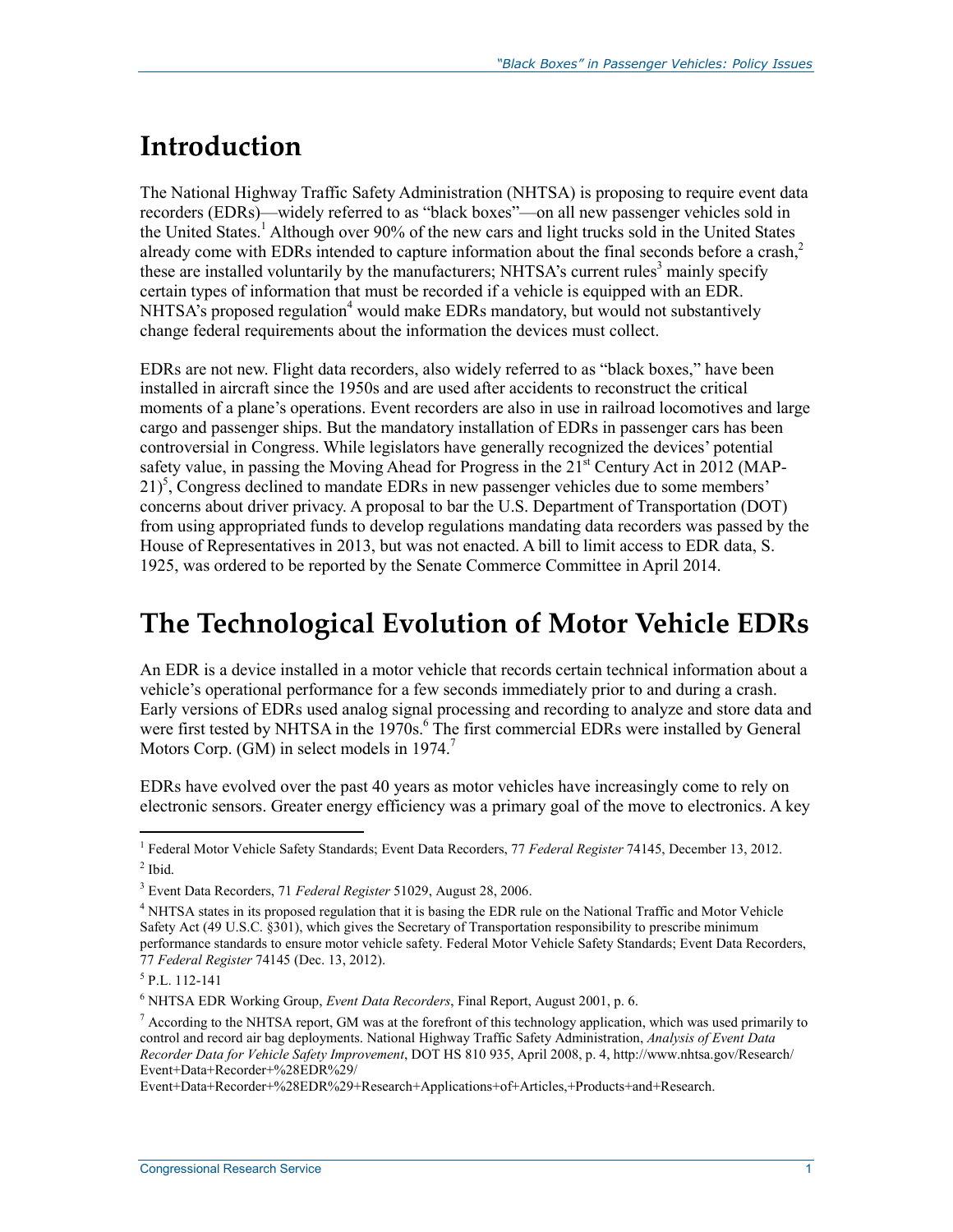# Introduction

The National Highway Traffic Safety Administration (NHTSA) is proposing to require event data recorders (EDRs)—widely referred to as "black boxes"—on all new passenger vehicles sold in the United States.[1] Although over 90% of the new cars and light trucks sold in the United States already come with EDRs intended to capture information about the final seconds before a crash,[2] these are installed voluntarily by the manufacturers; NHTSA's current rules[3] mainly specify certain types of information that must be recorded if a vehicle is equipped with an EDR. NHTSA's proposed regulation[4] would make EDRs mandatory, but would not substantively change federal requirements about the information the devices must collect.

EDRs are not new. Flight data recorders, also widely referred to as "black boxes," have been installed in aircraft since the 1950s and are used after accidents to reconstruct the critical moments of a plane's operations. Event recorders are also in use in railroad locomotives and large cargo and passenger ships. But the mandatory installation of EDRs in passenger cars has been controversial in Congress. While legislators have generally recognized the devices' potential safety value, in passing the Moving Ahead for Progress in the 21st Century Act in 2012 (MAP-21)[5], Congress declined to mandate EDRs in new passenger vehicles due to some members' concerns about driver privacy. A proposal to bar the U.S. Department of Transportation (DOT) from using appropriated funds to develop regulations mandating data recorders was passed by the House of Representatives in 2013, but was not enacted. A bill to limit access to EDR data, S. 1925, was ordered to be reported by the Senate Commerce Committee in April 2014.

# The Technological Evolution of Motor Vehicle EDRs

An EDR is a device installed in a motor vehicle that records certain technical information about a vehicle's operational performance for a few seconds immediately prior to and during a crash. Early versions of EDRs used analog signal processing and recording to analyze and store data and were first tested by NHTSA in the 1970s.[6] The first commercial EDRs were installed by General Motors Corp. (GM) in select models in 1974.[7]

EDRs have evolved over the past 40 years as motor vehicles have increasingly come to rely on electronic sensors. Greater energy efficiency was a primary goal of the move to electronics. A key

---

[1] Federal Motor Vehicle Safety Standards; Event Data Recorders, 77 *Federal Register* 74145, December 13, 2012.

[2] Ibid.

[3] Event Data Recorders, 71 *Federal Register* 51029, August 28, 2006.

[4] NHTSA states in its proposed regulation that it is basing the EDR rule on the National Traffic and Motor Vehicle Safety Act (49 U.S.C. §301), which gives the Secretary of Transportation responsibility to prescribe minimum performance standards to ensure motor vehicle safety. Federal Motor Vehicle Safety Standards; Event Data Recorders, 77 *Federal Register* 74145 (Dec. 13, 2012).

[5] P.L. 112-141

[6] NHTSA EDR Working Group, *Event Data Recorders*, Final Report, August 2001, p. 6.

[7] According to the NHTSA report, GM was at the forefront of this technology application, which was used primarily to control and record air bag deployments. National Highway Traffic Safety Administration, *Analysis of Event Data Recorder Data for Vehicle Safety Improvement*, DOT HS 810 935, April 2008, p. 4, http://www.nhtsa.gov/Research/Event+Data+Recorder+%28EDR%29/Event+Data+Recorder+%28EDR%29+Research+Applications+of+Articles,+Products+and+Research.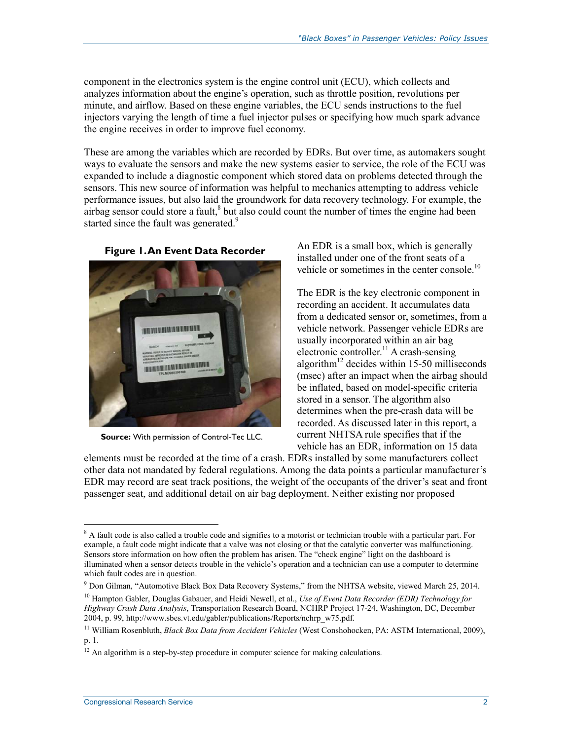component in the electronics system is the engine control unit (ECU), which collects and analyzes information about the engine's operation, such as throttle position, revolutions per minute, and airflow. Based on these engine variables, the ECU sends instructions to the fuel injectors varying the length of time a fuel injector pulses or specifying how much spark advance the engine receives in order to improve fuel economy.

These are among the variables which are recorded by EDRs. But over time, as automakers sought ways to evaluate the sensors and make the new systems easier to service, the role of the ECU was expanded to include a diagnostic component which stored data on problems detected through the sensors. This new source of information was helpful to mechanics attempting to address vehicle performance issues, but also laid the groundwork for data recovery technology. For example, the airbag sensor could store a fault,[8] but also could count the number of times the engine had been started since the fault was generated.[9]

**Figure 1. An Event Data Recorder**

**Source:** With permission of Control-Tec LLC.

An EDR is a small box, which is generally installed under one of the front seats of a vehicle or sometimes in the center console.[10]

The EDR is the key electronic component in recording an accident. It accumulates data from a dedicated sensor or, sometimes, from a vehicle network. Passenger vehicle EDRs are usually incorporated within an air bag electronic controller.[11] A crash-sensing algorithm[12] decides within 15-50 milliseconds (msec) after an impact when the airbag should be inflated, based on model-specific criteria stored in a sensor. The algorithm also determines when the pre-crash data will be recorded. As discussed later in this report, a current NHTSA rule specifies that if the vehicle has an EDR, information on 15 data elements must be recorded at the time of a crash. EDRs installed by some manufacturers collect other data not mandated by federal regulations. Among the data points a particular manufacturer's EDR may record are seat track positions, the weight of the occupants of the driver's seat and front passenger seat, and additional detail on air bag deployment. Neither existing nor proposed

---

[8] A fault code is also called a trouble code and signifies to a motorist or technician trouble with a particular part. For example, a fault code might indicate that a valve was not closing or that the catalytic converter was malfunctioning. Sensors store information on how often the problem has arisen. The "check engine" light on the dashboard is illuminated when a sensor detects trouble in the vehicle's operation and a technician can use a computer to determine which fault codes are in question.

[9] Don Gilman, "Automotive Black Box Data Recovery Systems," from the NHTSA website, viewed March 25, 2014.

[10] Hampton Gabler, Douglas Gabauer, and Heidi Newell, et al., *Use of Event Data Recorder (EDR) Technology for Highway Crash Data Analysis*, Transportation Research Board, NCHRP Project 17-24, Washington, DC, December 2004, p. 99, http://www.sbes.vt.edu/gabler/publications/Reports/nchrp_w75.pdf.

[11] William Rosenbluth, *Black Box Data from Accident Vehicles* (West Conshohocken, PA: ASTM International, 2009), p. 1.

[12] An algorithm is a step-by-step procedure in computer science for making calculations.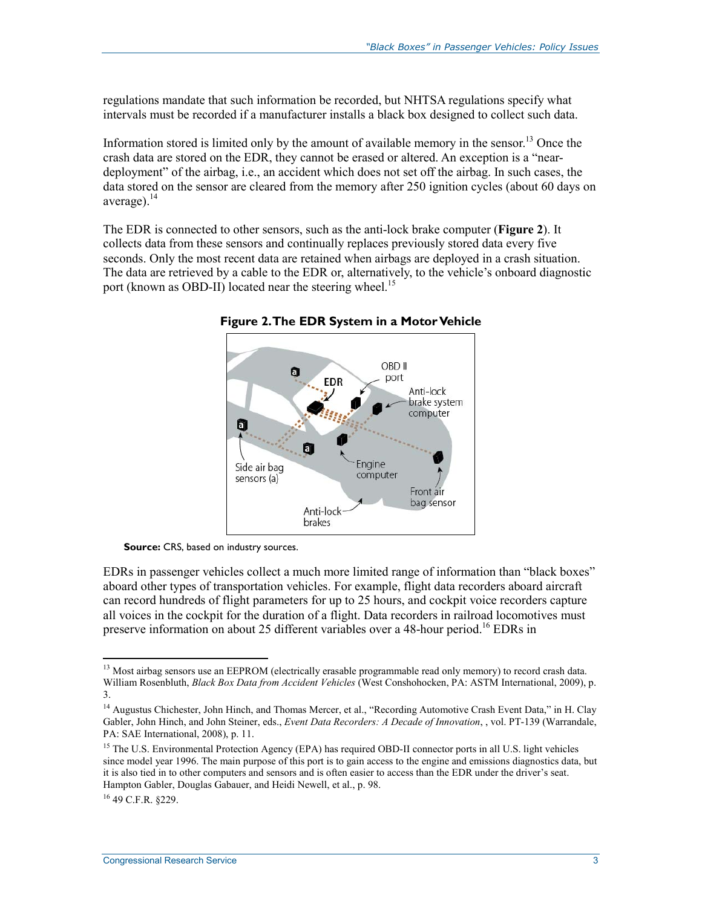regulations mandate that such information be recorded, but NHTSA regulations specify what intervals must be recorded if a manufacturer installs a black box designed to collect such data.

Information stored is limited only by the amount of available memory in the sensor.[13] Once the crash data are stored on the EDR, they cannot be erased or altered. An exception is a "near-deployment" of the airbag, i.e., an accident which does not set off the airbag. In such cases, the data stored on the sensor are cleared from the memory after 250 ignition cycles (about 60 days on average).[14]

The EDR is connected to other sensors, such as the anti-lock brake computer (**Figure 2**). It collects data from these sensors and continually replaces previously stored data every five seconds. Only the most recent data are retained when airbags are deployed in a crash situation. The data are retrieved by a cable to the EDR or, alternatively, to the vehicle's onboard diagnostic port (known as OBD-II) located near the steering wheel.[15]

**Figure 2. The EDR System in a Motor Vehicle**

**Source:** CRS, based on industry sources.

EDRs in passenger vehicles collect a much more limited range of information than "black boxes" aboard other types of transportation vehicles. For example, flight data recorders aboard aircraft can record hundreds of flight parameters for up to 25 hours, and cockpit voice recorders capture all voices in the cockpit for the duration of a flight. Data recorders in railroad locomotives must preserve information on about 25 different variables over a 48-hour period.[16] EDRs in

---

[13] Most airbag sensors use an EEPROM (electrically erasable programmable read only memory) to record crash data. William Rosenbluth, *Black Box Data from Accident Vehicles* (West Conshohocken, PA: ASTM International, 2009), p. 3.

[14] Augustus Chichester, John Hinch, and Thomas Mercer, et al., "Recording Automotive Crash Event Data," in H. Clay Gabler, John Hinch, and John Steiner, eds., *Event Data Recorders: A Decade of Innovation*, , vol. PT-139 (Warrandale, PA: SAE International, 2008), p. 11.

[15] The U.S. Environmental Protection Agency (EPA) has required OBD-II connector ports in all U.S. light vehicles since model year 1996. The main purpose of this port is to gain access to the engine and emissions diagnostics data, but it is also tied in to other computers and sensors and is often easier to access than the EDR under the driver's seat. Hampton Gabler, Douglas Gabauer, and Heidi Newell, et al., p. 98.

[16] 49 C.F.R. §229.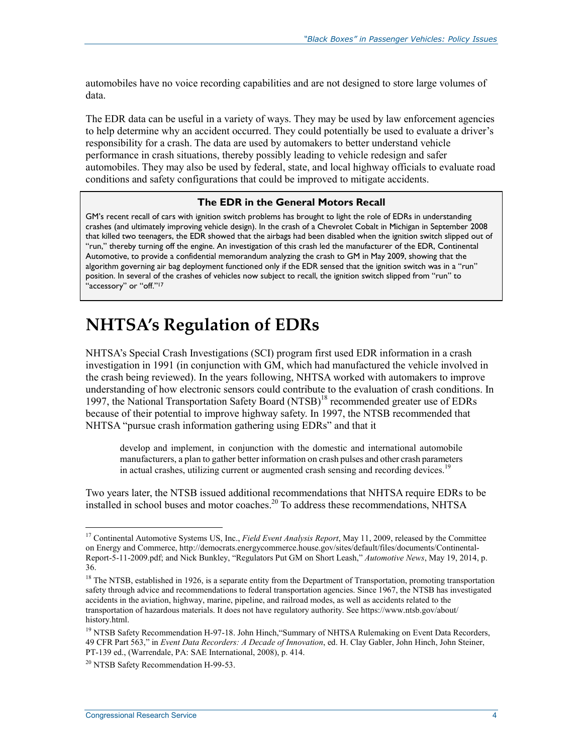automobiles have no voice recording capabilities and are not designed to store large volumes of data.

The EDR data can be useful in a variety of ways. They may be used by law enforcement agencies to help determine why an accident occurred. They could potentially be used to evaluate a driver's responsibility for a crash. The data are used by automakers to better understand vehicle performance in crash situations, thereby possibly leading to vehicle redesign and safer automobiles. They may also be used by federal, state, and local highway officials to evaluate road conditions and safety configurations that could be improved to mitigate accidents.

> **The EDR in the General Motors Recall**
>
> GM's recent recall of cars with ignition switch problems has brought to light the role of EDRs in understanding crashes (and ultimately improving vehicle design). In the crash of a Chevrolet Cobalt in Michigan in September 2008 that killed two teenagers, the EDR showed that the airbags had been disabled when the ignition switch slipped out of "run," thereby turning off the engine. An investigation of this crash led the manufacturer of the EDR, Continental Automotive, to provide a confidential memorandum analyzing the crash to GM in May 2009, showing that the algorithm governing air bag deployment functioned only if the EDR sensed that the ignition switch was in a "run" position. In several of the crashes of vehicles now subject to recall, the ignition switch slipped from "run" to "accessory" or "off."[17]

# NHTSA's Regulation of EDRs

NHTSA's Special Crash Investigations (SCI) program first used EDR information in a crash investigation in 1991 (in conjunction with GM, which had manufactured the vehicle involved in the crash being reviewed). In the years following, NHTSA worked with automakers to improve understanding of how electronic sensors could contribute to the evaluation of crash conditions. In 1997, the National Transportation Safety Board (NTSB)[18] recommended greater use of EDRs because of their potential to improve highway safety. In 1997, the NTSB recommended that NHTSA "pursue crash information gathering using EDRs" and that it

> develop and implement, in conjunction with the domestic and international automobile manufacturers, a plan to gather better information on crash pulses and other crash parameters in actual crashes, utilizing current or augmented crash sensing and recording devices.[19]

Two years later, the NTSB issued additional recommendations that NHTSA require EDRs to be installed in school buses and motor coaches.[20] To address these recommendations, NHTSA

---

[17] Continental Automotive Systems US, Inc., *Field Event Analysis Report*, May 11, 2009, released by the Committee on Energy and Commerce, http://democrats.energycommerce.house.gov/sites/default/files/documents/Continental-Report-5-11-2009.pdf; and Nick Bunkley, "Regulators Put GM on Short Leash," *Automotive News*, May 19, 2014, p. 36.

[18] The NTSB, established in 1926, is a separate entity from the Department of Transportation, promoting transportation safety through advice and recommendations to federal transportation agencies. Since 1967, the NTSB has investigated accidents in the aviation, highway, marine, pipeline, and railroad modes, as well as accidents related to the transportation of hazardous materials. It does not have regulatory authority. See https://www.ntsb.gov/about/history.html.

[19] NTSB Safety Recommendation H-97-18. John Hinch,"Summary of NHTSA Rulemaking on Event Data Recorders, 49 CFR Part 563," in *Event Data Recorders: A Decade of Innovation*, ed. H. Clay Gabler, John Hinch, John Steiner, PT-139 ed., (Warrendale, PA: SAE International, 2008), p. 414.

[20] NTSB Safety Recommendation H-99-53.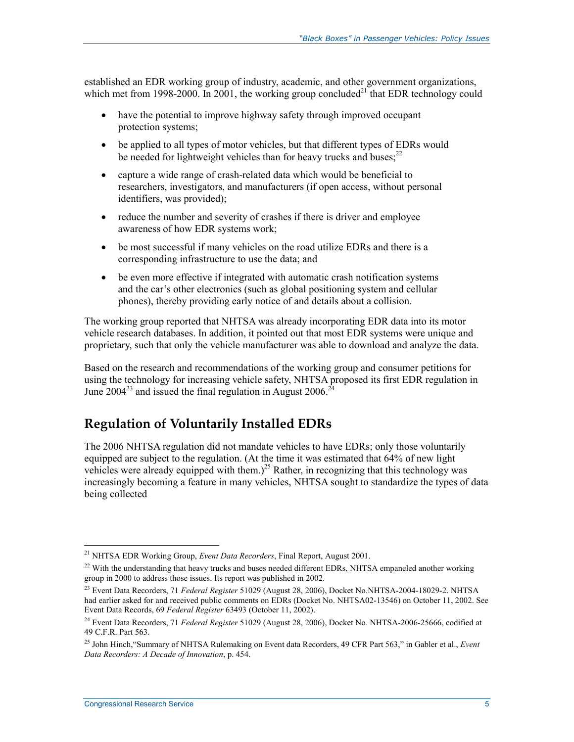established an EDR working group of industry, academic, and other government organizations, which met from 1998-2000. In 2001, the working group concluded[21] that EDR technology could

- have the potential to improve highway safety through improved occupant protection systems;
- be applied to all types of motor vehicles, but that different types of EDRs would be needed for lightweight vehicles than for heavy trucks and buses;[22]
- capture a wide range of crash-related data which would be beneficial to researchers, investigators, and manufacturers (if open access, without personal identifiers, was provided);
- reduce the number and severity of crashes if there is driver and employee awareness of how EDR systems work;
- be most successful if many vehicles on the road utilize EDRs and there is a corresponding infrastructure to use the data; and
- be even more effective if integrated with automatic crash notification systems and the car's other electronics (such as global positioning system and cellular phones), thereby providing early notice of and details about a collision.

The working group reported that NHTSA was already incorporating EDR data into its motor vehicle research databases. In addition, it pointed out that most EDR systems were unique and proprietary, such that only the vehicle manufacturer was able to download and analyze the data.

Based on the research and recommendations of the working group and consumer petitions for using the technology for increasing vehicle safety, NHTSA proposed its first EDR regulation in June 2004[23] and issued the final regulation in August 2006.[24]

## Regulation of Voluntarily Installed EDRs

The 2006 NHTSA regulation did not mandate vehicles to have EDRs; only those voluntarily equipped are subject to the regulation. (At the time it was estimated that 64% of new light vehicles were already equipped with them.)[25] Rather, in recognizing that this technology was increasingly becoming a feature in many vehicles, NHTSA sought to standardize the types of data being collected

---

[21] NHTSA EDR Working Group, *Event Data Recorders*, Final Report, August 2001.

[22] With the understanding that heavy trucks and buses needed different EDRs, NHTSA empaneled another working group in 2000 to address those issues. Its report was published in 2002.

[23] Event Data Recorders, 71 *Federal Register* 51029 (August 28, 2006), Docket No.NHTSA-2004-18029-2. NHTSA had earlier asked for and received public comments on EDRs (Docket No. NHTSA02-13546) on October 11, 2002. See Event Data Records, 69 *Federal Register* 63493 (October 11, 2002).

[24] Event Data Recorders, 71 *Federal Register* 51029 (August 28, 2006), Docket No. NHTSA-2006-25666, codified at 49 C.F.R. Part 563.

[25] John Hinch,"Summary of NHTSA Rulemaking on Event data Recorders, 49 CFR Part 563," in Gabler et al., *Event Data Recorders: A Decade of Innovation*, p. 454.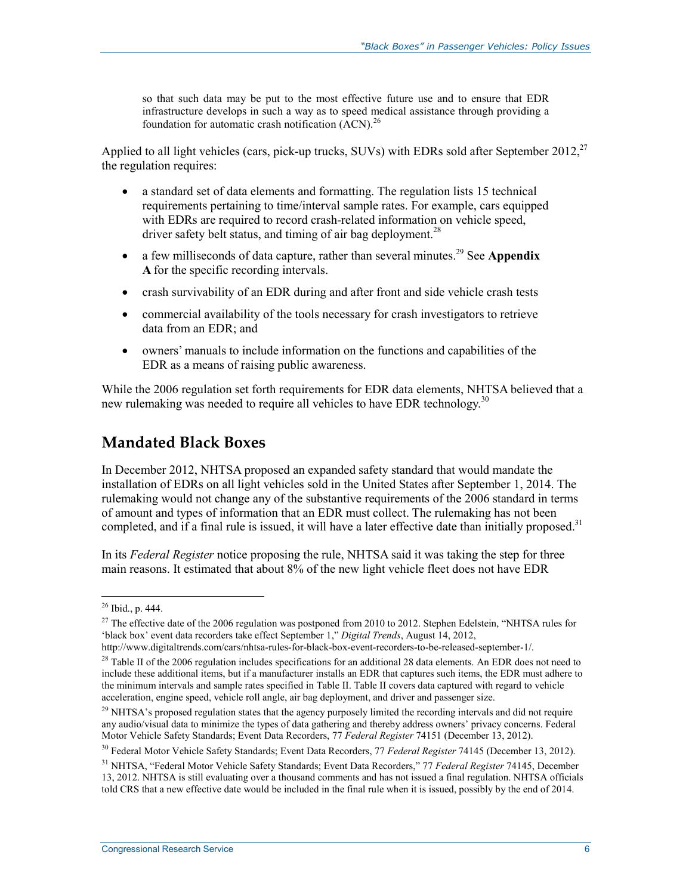> so that such data may be put to the most effective future use and to ensure that EDR infrastructure develops in such a way as to speed medical assistance through providing a foundation for automatic crash notification (ACN).[26]

Applied to all light vehicles (cars, pick-up trucks, SUVs) with EDRs sold after September 2012,[27] the regulation requires:

- a standard set of data elements and formatting. The regulation lists 15 technical requirements pertaining to time/interval sample rates. For example, cars equipped with EDRs are required to record crash-related information on vehicle speed, driver safety belt status, and timing of air bag deployment.[28]
- a few milliseconds of data capture, rather than several minutes.[29] See **Appendix A** for the specific recording intervals.
- crash survivability of an EDR during and after front and side vehicle crash tests
- commercial availability of the tools necessary for crash investigators to retrieve data from an EDR; and
- owners' manuals to include information on the functions and capabilities of the EDR as a means of raising public awareness.

While the 2006 regulation set forth requirements for EDR data elements, NHTSA believed that a new rulemaking was needed to require all vehicles to have EDR technology.[30]

## Mandated Black Boxes

In December 2012, NHTSA proposed an expanded safety standard that would mandate the installation of EDRs on all light vehicles sold in the United States after September 1, 2014. The rulemaking would not change any of the substantive requirements of the 2006 standard in terms of amount and types of information that an EDR must collect. The rulemaking has not been completed, and if a final rule is issued, it will have a later effective date than initially proposed.[31]

In its *Federal Register* notice proposing the rule, NHTSA said it was taking the step for three main reasons. It estimated that about 8% of the new light vehicle fleet does not have EDR

---

[26] Ibid., p. 444.

[27] The effective date of the 2006 regulation was postponed from 2010 to 2012. Stephen Edelstein, "NHTSA rules for 'black box' event data recorders take effect September 1," *Digital Trends*, August 14, 2012, http://www.digitaltrends.com/cars/nhtsa-rules-for-black-box-event-recorders-to-be-released-september-1/.

[28] Table II of the 2006 regulation includes specifications for an additional 28 data elements. An EDR does not need to include these additional items, but if a manufacturer installs an EDR that captures such items, the EDR must adhere to the minimum intervals and sample rates specified in Table II. Table II covers data captured with regard to vehicle acceleration, engine speed, vehicle roll angle, air bag deployment, and driver and passenger size.

[29] NHTSA's proposed regulation states that the agency purposely limited the recording intervals and did not require any audio/visual data to minimize the types of data gathering and thereby address owners' privacy concerns. Federal Motor Vehicle Safety Standards; Event Data Recorders, 77 *Federal Register* 74151 (December 13, 2012).

[30] Federal Motor Vehicle Safety Standards; Event Data Recorders, 77 *Federal Register* 74145 (December 13, 2012).

[31] NHTSA, "Federal Motor Vehicle Safety Standards; Event Data Recorders," 77 *Federal Register* 74145, December 13, 2012. NHTSA is still evaluating over a thousand comments and has not issued a final regulation. NHTSA officials told CRS that a new effective date would be included in the final rule when it is issued, possibly by the end of 2014.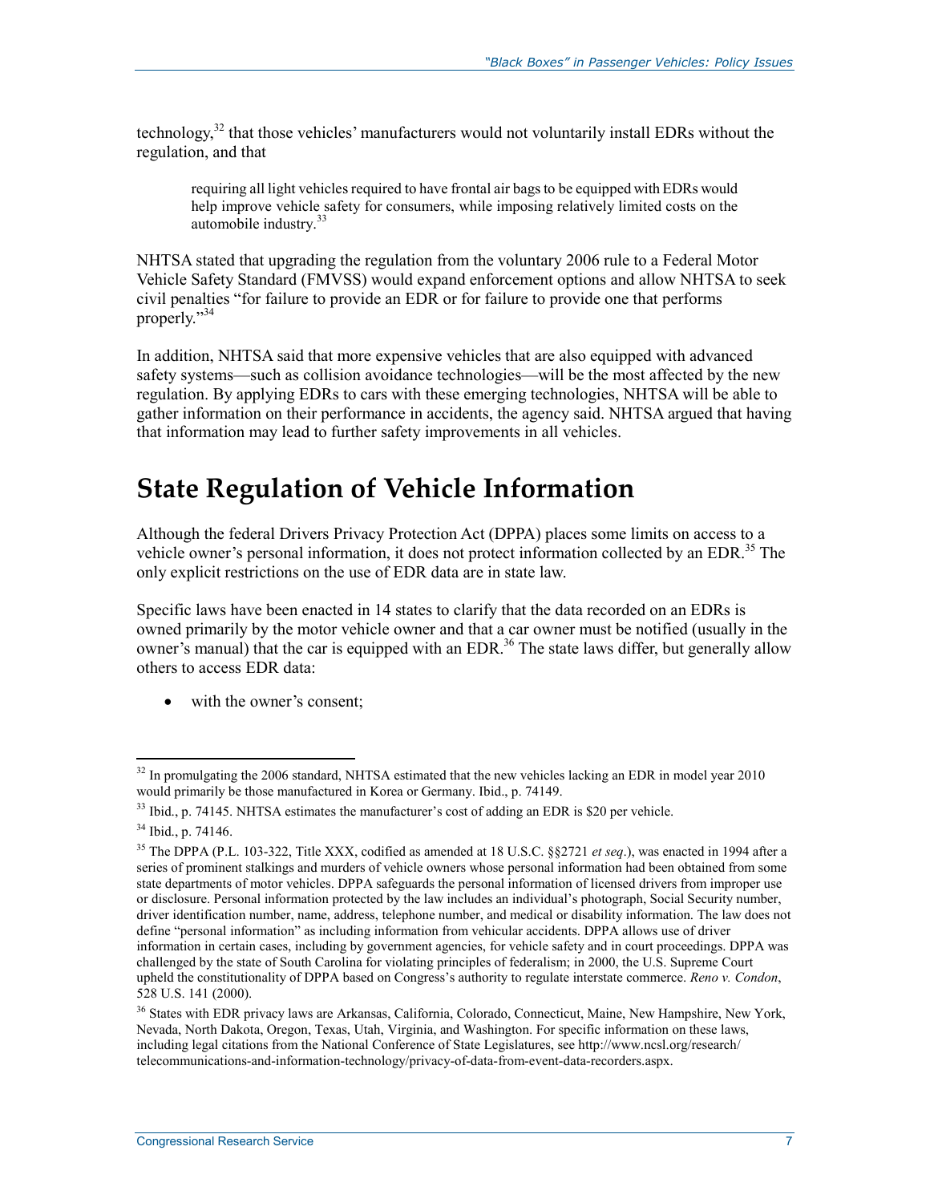technology,[32] that those vehicles' manufacturers would not voluntarily install EDRs without the regulation, and that

> requiring all light vehicles required to have frontal air bags to be equipped with EDRs would help improve vehicle safety for consumers, while imposing relatively limited costs on the automobile industry.[33]

NHTSA stated that upgrading the regulation from the voluntary 2006 rule to a Federal Motor Vehicle Safety Standard (FMVSS) would expand enforcement options and allow NHTSA to seek civil penalties "for failure to provide an EDR or for failure to provide one that performs properly."[34]

In addition, NHTSA said that more expensive vehicles that are also equipped with advanced safety systems—such as collision avoidance technologies—will be the most affected by the new regulation. By applying EDRs to cars with these emerging technologies, NHTSA will be able to gather information on their performance in accidents, the agency said. NHTSA argued that having that information may lead to further safety improvements in all vehicles.

# State Regulation of Vehicle Information

Although the federal Drivers Privacy Protection Act (DPPA) places some limits on access to a vehicle owner's personal information, it does not protect information collected by an EDR.[35] The only explicit restrictions on the use of EDR data are in state law.

Specific laws have been enacted in 14 states to clarify that the data recorded on an EDRs is owned primarily by the motor vehicle owner and that a car owner must be notified (usually in the owner's manual) that the car is equipped with an EDR.[36] The state laws differ, but generally allow others to access EDR data:

- with the owner's consent;

---

[32] In promulgating the 2006 standard, NHTSA estimated that the new vehicles lacking an EDR in model year 2010 would primarily be those manufactured in Korea or Germany. Ibid., p. 74149.

[33] Ibid., p. 74145. NHTSA estimates the manufacturer's cost of adding an EDR is $20 per vehicle.

[34] Ibid., p. 74146.

[35] The DPPA (P.L. 103-322, Title XXX, codified as amended at 18 U.S.C. §§2721 *et seq*.), was enacted in 1994 after a series of prominent stalkings and murders of vehicle owners whose personal information had been obtained from some state departments of motor vehicles. DPPA safeguards the personal information of licensed drivers from improper use or disclosure. Personal information protected by the law includes an individual's photograph, Social Security number, driver identification number, name, address, telephone number, and medical or disability information. The law does not define "personal information" as including information from vehicular accidents. DPPA allows use of driver information in certain cases, including by government agencies, for vehicle safety and in court proceedings. DPPA was challenged by the state of South Carolina for violating principles of federalism; in 2000, the U.S. Supreme Court upheld the constitutionality of DPPA based on Congress's authority to regulate interstate commerce. *Reno v. Condon*, 528 U.S. 141 (2000).

[36] States with EDR privacy laws are Arkansas, California, Colorado, Connecticut, Maine, New Hampshire, New York, Nevada, North Dakota, Oregon, Texas, Utah, Virginia, and Washington. For specific information on these laws, including legal citations from the National Conference of State Legislatures, see http://www.ncsl.org/research/telecommunications-and-information-technology/privacy-of-data-from-event-data-recorders.aspx.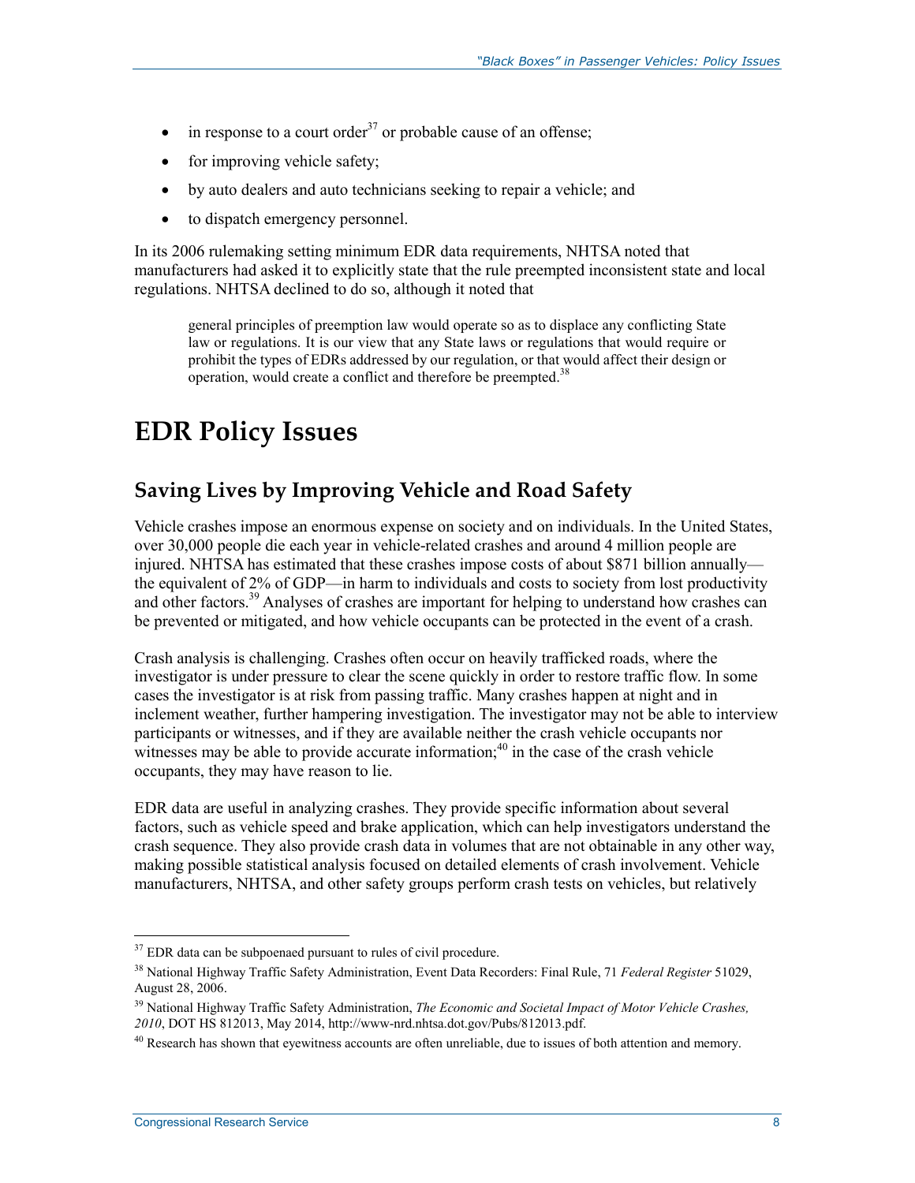- in response to a court order[37] or probable cause of an offense;
- for improving vehicle safety;
- by auto dealers and auto technicians seeking to repair a vehicle; and
- to dispatch emergency personnel.

In its 2006 rulemaking setting minimum EDR data requirements, NHTSA noted that manufacturers had asked it to explicitly state that the rule preempted inconsistent state and local regulations. NHTSA declined to do so, although it noted that

> general principles of preemption law would operate so as to displace any conflicting State law or regulations. It is our view that any State laws or regulations that would require or prohibit the types of EDRs addressed by our regulation, or that would affect their design or operation, would create a conflict and therefore be preempted.[38]

# EDR Policy Issues

## Saving Lives by Improving Vehicle and Road Safety

Vehicle crashes impose an enormous expense on society and on individuals. In the United States, over 30,000 people die each year in vehicle-related crashes and around 4 million people are injured. NHTSA has estimated that these crashes impose costs of about $871 billion annually—the equivalent of 2% of GDP—in harm to individuals and costs to society from lost productivity and other factors.[39] Analyses of crashes are important for helping to understand how crashes can be prevented or mitigated, and how vehicle occupants can be protected in the event of a crash.

Crash analysis is challenging. Crashes often occur on heavily trafficked roads, where the investigator is under pressure to clear the scene quickly in order to restore traffic flow. In some cases the investigator is at risk from passing traffic. Many crashes happen at night and in inclement weather, further hampering investigation. The investigator may not be able to interview participants or witnesses, and if they are available neither the crash vehicle occupants nor witnesses may be able to provide accurate information;[40] in the case of the crash vehicle occupants, they may have reason to lie.

EDR data are useful in analyzing crashes. They provide specific information about several factors, such as vehicle speed and brake application, which can help investigators understand the crash sequence. They also provide crash data in volumes that are not obtainable in any other way, making possible statistical analysis focused on detailed elements of crash involvement. Vehicle manufacturers, NHTSA, and other safety groups perform crash tests on vehicles, but relatively

---

[37] EDR data can be subpoenaed pursuant to rules of civil procedure.

[38] National Highway Traffic Safety Administration, Event Data Recorders: Final Rule, 71 *Federal Register* 51029, August 28, 2006.

[39] National Highway Traffic Safety Administration, *The Economic and Societal Impact of Motor Vehicle Crashes, 2010*, DOT HS 812013, May 2014, http://www-nrd.nhtsa.dot.gov/Pubs/812013.pdf.

[40] Research has shown that eyewitness accounts are often unreliable, due to issues of both attention and memory.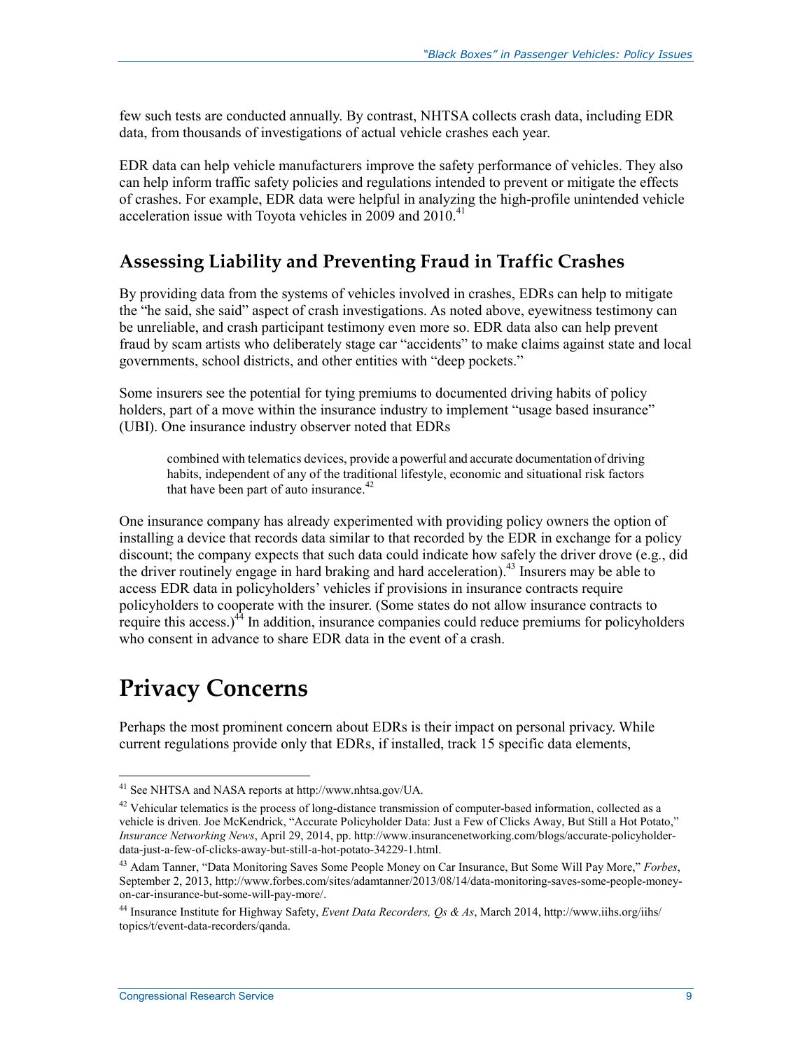few such tests are conducted annually. By contrast, NHTSA collects crash data, including EDR data, from thousands of investigations of actual vehicle crashes each year.

EDR data can help vehicle manufacturers improve the safety performance of vehicles. They also can help inform traffic safety policies and regulations intended to prevent or mitigate the effects of crashes. For example, EDR data were helpful in analyzing the high-profile unintended vehicle acceleration issue with Toyota vehicles in 2009 and 2010.[41]

### Assessing Liability and Preventing Fraud in Traffic Crashes

By providing data from the systems of vehicles involved in crashes, EDRs can help to mitigate the "he said, she said" aspect of crash investigations. As noted above, eyewitness testimony can be unreliable, and crash participant testimony even more so. EDR data also can help prevent fraud by scam artists who deliberately stage car "accidents" to make claims against state and local governments, school districts, and other entities with "deep pockets."

Some insurers see the potential for tying premiums to documented driving habits of policy holders, part of a move within the insurance industry to implement "usage based insurance" (UBI). One insurance industry observer noted that EDRs

> combined with telematics devices, provide a powerful and accurate documentation of driving habits, independent of any of the traditional lifestyle, economic and situational risk factors that have been part of auto insurance.[42]

One insurance company has already experimented with providing policy owners the option of installing a device that records data similar to that recorded by the EDR in exchange for a policy discount; the company expects that such data could indicate how safely the driver drove (e.g., did the driver routinely engage in hard braking and hard acceleration).[43] Insurers may be able to access EDR data in policyholders' vehicles if provisions in insurance contracts require policyholders to cooperate with the insurer. (Some states do not allow insurance contracts to require this access.)[44] In addition, insurance companies could reduce premiums for policyholders who consent in advance to share EDR data in the event of a crash.

## Privacy Concerns

Perhaps the most prominent concern about EDRs is their impact on personal privacy. While current regulations provide only that EDRs, if installed, track 15 specific data elements,

---

[41] See NHTSA and NASA reports at http://www.nhtsa.gov/UA.

[42] Vehicular telematics is the process of long-distance transmission of computer-based information, collected as a vehicle is driven. Joe McKendrick, "Accurate Policyholder Data: Just a Few of Clicks Away, But Still a Hot Potato," *Insurance Networking News*, April 29, 2014, pp. http://www.insurancenetworking.com/blogs/accurate-policyholder-data-just-a-few-of-clicks-away-but-still-a-hot-potato-34229-1.html.

[43] Adam Tanner, "Data Monitoring Saves Some People Money on Car Insurance, But Some Will Pay More," *Forbes*, September 2, 2013, http://www.forbes.com/sites/adamtanner/2013/08/14/data-monitoring-saves-some-people-money-on-car-insurance-but-some-will-pay-more/.

[44] Insurance Institute for Highway Safety, *Event Data Recorders, Qs & As*, March 2014, http://www.iihs.org/iihs/topics/t/event-data-recorders/qanda.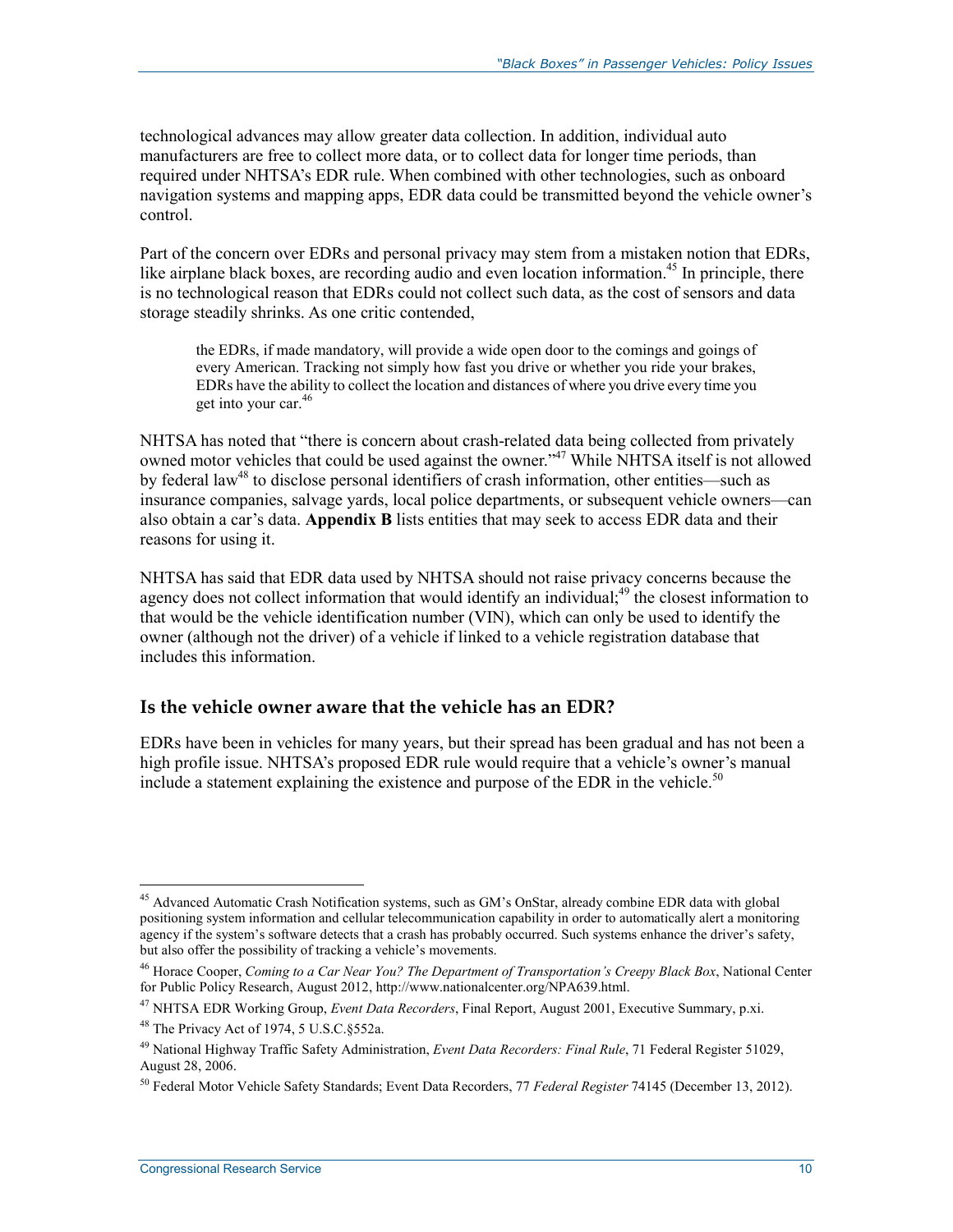technological advances may allow greater data collection. In addition, individual auto manufacturers are free to collect more data, or to collect data for longer time periods, than required under NHTSA's EDR rule. When combined with other technologies, such as onboard navigation systems and mapping apps, EDR data could be transmitted beyond the vehicle owner's control.

Part of the concern over EDRs and personal privacy may stem from a mistaken notion that EDRs, like airplane black boxes, are recording audio and even location information.[45] In principle, there is no technological reason that EDRs could not collect such data, as the cost of sensors and data storage steadily shrinks. As one critic contended,

> the EDRs, if made mandatory, will provide a wide open door to the comings and goings of every American. Tracking not simply how fast you drive or whether you ride your brakes, EDRs have the ability to collect the location and distances of where you drive every time you get into your car.[46]

NHTSA has noted that "there is concern about crash-related data being collected from privately owned motor vehicles that could be used against the owner."[47] While NHTSA itself is not allowed by federal law[48] to disclose personal identifiers of crash information, other entities—such as insurance companies, salvage yards, local police departments, or subsequent vehicle owners—can also obtain a car's data. **Appendix B** lists entities that may seek to access EDR data and their reasons for using it.

NHTSA has said that EDR data used by NHTSA should not raise privacy concerns because the agency does not collect information that would identify an individual;[49] the closest information to that would be the vehicle identification number (VIN), which can only be used to identify the owner (although not the driver) of a vehicle if linked to a vehicle registration database that includes this information.

### Is the vehicle owner aware that the vehicle has an EDR?

EDRs have been in vehicles for many years, but their spread has been gradual and has not been a high profile issue. NHTSA's proposed EDR rule would require that a vehicle's owner's manual include a statement explaining the existence and purpose of the EDR in the vehicle.[50]

---

[45] Advanced Automatic Crash Notification systems, such as GM's OnStar, already combine EDR data with global positioning system information and cellular telecommunication capability in order to automatically alert a monitoring agency if the system's software detects that a crash has probably occurred. Such systems enhance the driver's safety, but also offer the possibility of tracking a vehicle's movements.

[46] Horace Cooper, *Coming to a Car Near You? The Department of Transportation's Creepy Black Box*, National Center for Public Policy Research, August 2012, http://www.nationalcenter.org/NPA639.html.

[47] NHTSA EDR Working Group, *Event Data Recorders*, Final Report, August 2001, Executive Summary, p.xi.

[48] The Privacy Act of 1974, 5 U.S.C.§552a.

[49] National Highway Traffic Safety Administration, *Event Data Recorders: Final Rule*, 71 Federal Register 51029, August 28, 2006.

[50] Federal Motor Vehicle Safety Standards; Event Data Recorders, 77 *Federal Register* 74145 (December 13, 2012).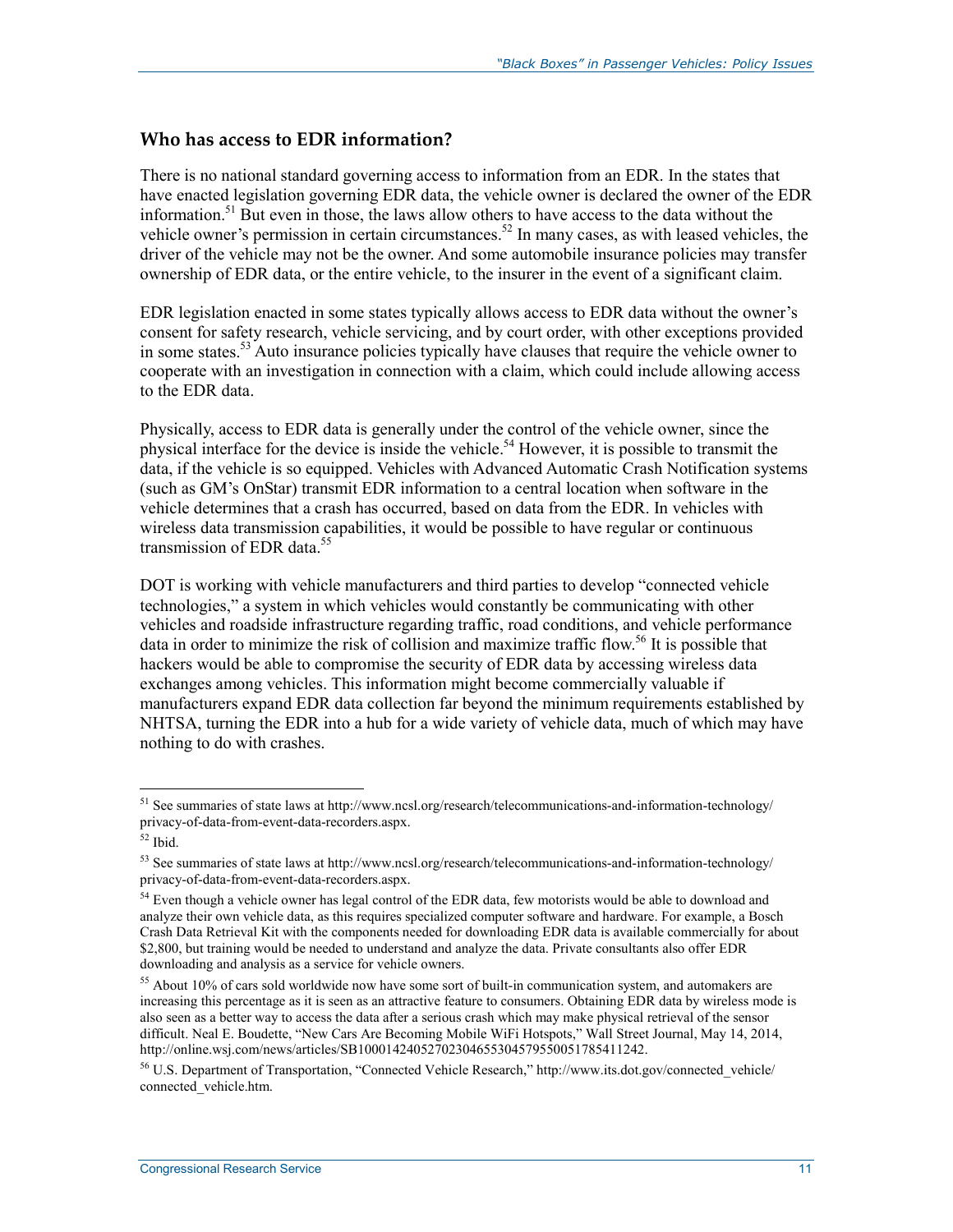### Who has access to EDR information?

There is no national standard governing access to information from an EDR. In the states that have enacted legislation governing EDR data, the vehicle owner is declared the owner of the EDR information.[51] But even in those, the laws allow others to have access to the data without the vehicle owner's permission in certain circumstances.[52] In many cases, as with leased vehicles, the driver of the vehicle may not be the owner. And some automobile insurance policies may transfer ownership of EDR data, or the entire vehicle, to the insurer in the event of a significant claim.

EDR legislation enacted in some states typically allows access to EDR data without the owner's consent for safety research, vehicle servicing, and by court order, with other exceptions provided in some states.[53] Auto insurance policies typically have clauses that require the vehicle owner to cooperate with an investigation in connection with a claim, which could include allowing access to the EDR data.

Physically, access to EDR data is generally under the control of the vehicle owner, since the physical interface for the device is inside the vehicle.[54] However, it is possible to transmit the data, if the vehicle is so equipped. Vehicles with Advanced Automatic Crash Notification systems (such as GM's OnStar) transmit EDR information to a central location when software in the vehicle determines that a crash has occurred, based on data from the EDR. In vehicles with wireless data transmission capabilities, it would be possible to have regular or continuous transmission of EDR data.[55]

DOT is working with vehicle manufacturers and third parties to develop "connected vehicle technologies," a system in which vehicles would constantly be communicating with other vehicles and roadside infrastructure regarding traffic, road conditions, and vehicle performance data in order to minimize the risk of collision and maximize traffic flow.[56] It is possible that hackers would be able to compromise the security of EDR data by accessing wireless data exchanges among vehicles. This information might become commercially valuable if manufacturers expand EDR data collection far beyond the minimum requirements established by NHTSA, turning the EDR into a hub for a wide variety of vehicle data, much of which may have nothing to do with crashes.

---

[51] See summaries of state laws at http://www.ncsl.org/research/telecommunications-and-information-technology/privacy-of-data-from-event-data-recorders.aspx.

[52] Ibid.

[53] See summaries of state laws at http://www.ncsl.org/research/telecommunications-and-information-technology/privacy-of-data-from-event-data-recorders.aspx.

[54] Even though a vehicle owner has legal control of the EDR data, few motorists would be able to download and analyze their own vehicle data, as this requires specialized computer software and hardware. For example, a Bosch Crash Data Retrieval Kit with the components needed for downloading EDR data is available commercially for about $2,800, but training would be needed to understand and analyze the data. Private consultants also offer EDR downloading and analysis as a service for vehicle owners.

[55] About 10% of cars sold worldwide now have some sort of built-in communication system, and automakers are increasing this percentage as it is seen as an attractive feature to consumers. Obtaining EDR data by wireless mode is also seen as a better way to access the data after a serious crash which may make physical retrieval of the sensor difficult. Neal E. Boudette, "New Cars Are Becoming Mobile WiFi Hotspots," Wall Street Journal, May 14, 2014, http://online.wsj.com/news/articles/SB10001424052702304655304579550051785411242.

[56] U.S. Department of Transportation, "Connected Vehicle Research," http://www.its.dot.gov/connected_vehicle/connected_vehicle.htm.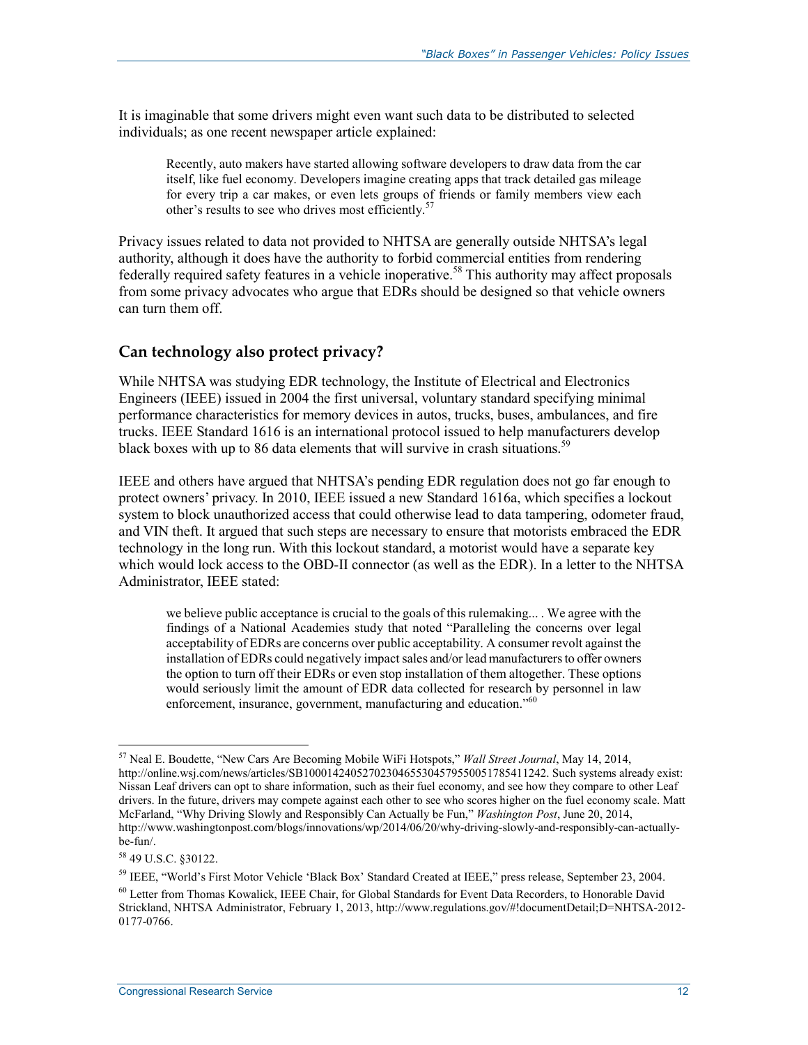It is imaginable that some drivers might even want such data to be distributed to selected individuals; as one recent newspaper article explained:

> Recently, auto makers have started allowing software developers to draw data from the car itself, like fuel economy. Developers imagine creating apps that track detailed gas mileage for every trip a car makes, or even lets groups of friends or family members view each other's results to see who drives most efficiently.[57]

Privacy issues related to data not provided to NHTSA are generally outside NHTSA's legal authority, although it does have the authority to forbid commercial entities from rendering federally required safety features in a vehicle inoperative.[58] This authority may affect proposals from some privacy advocates who argue that EDRs should be designed so that vehicle owners can turn them off.

## Can technology also protect privacy?

While NHTSA was studying EDR technology, the Institute of Electrical and Electronics Engineers (IEEE) issued in 2004 the first universal, voluntary standard specifying minimal performance characteristics for memory devices in autos, trucks, buses, ambulances, and fire trucks. IEEE Standard 1616 is an international protocol issued to help manufacturers develop black boxes with up to 86 data elements that will survive in crash situations.[59]

IEEE and others have argued that NHTSA's pending EDR regulation does not go far enough to protect owners' privacy. In 2010, IEEE issued a new Standard 1616a, which specifies a lockout system to block unauthorized access that could otherwise lead to data tampering, odometer fraud, and VIN theft. It argued that such steps are necessary to ensure that motorists embraced the EDR technology in the long run. With this lockout standard, a motorist would have a separate key which would lock access to the OBD-II connector (as well as the EDR). In a letter to the NHTSA Administrator, IEEE stated:

> we believe public acceptance is crucial to the goals of this rulemaking... . We agree with the findings of a National Academies study that noted "Paralleling the concerns over legal acceptability of EDRs are concerns over public acceptability. A consumer revolt against the installation of EDRs could negatively impact sales and/or lead manufacturers to offer owners the option to turn off their EDRs or even stop installation of them altogether. These options would seriously limit the amount of EDR data collected for research by personnel in law enforcement, insurance, government, manufacturing and education."[60]

---

[57] Neal E. Boudette, "New Cars Are Becoming Mobile WiFi Hotspots," *Wall Street Journal*, May 14, 2014, http://online.wsj.com/news/articles/SB10001424052702304655304579550051785411242. Such systems already exist: Nissan Leaf drivers can opt to share information, such as their fuel economy, and see how they compare to other Leaf drivers. In the future, drivers may compete against each other to see who scores higher on the fuel economy scale. Matt McFarland, "Why Driving Slowly and Responsibly Can Actually be Fun," *Washington Post*, June 20, 2014, http://www.washingtonpost.com/blogs/innovations/wp/2014/06/20/why-driving-slowly-and-responsibly-can-actually-be-fun/.

[58] 49 U.S.C. §30122.

[59] IEEE, "World's First Motor Vehicle 'Black Box' Standard Created at IEEE," press release, September 23, 2004.

[60] Letter from Thomas Kowalick, IEEE Chair, for Global Standards for Event Data Recorders, to Honorable David Strickland, NHTSA Administrator, February 1, 2013, http://www.regulations.gov/#!documentDetail;D=NHTSA-2012-0177-0766.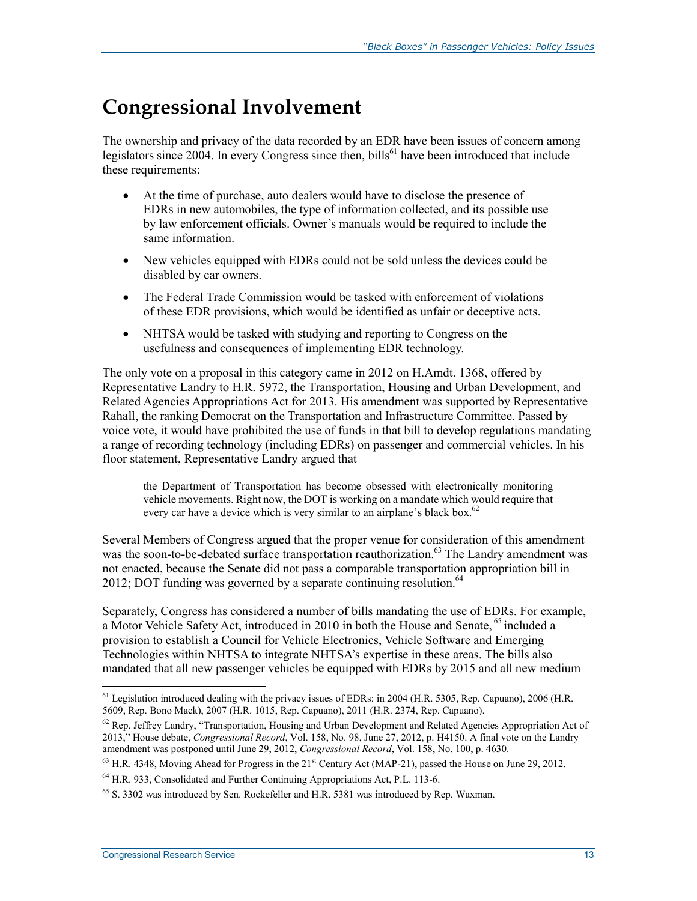# Congressional Involvement

The ownership and privacy of the data recorded by an EDR have been issues of concern among legislators since 2004. In every Congress since then, bills[61] have been introduced that include these requirements:

- At the time of purchase, auto dealers would have to disclose the presence of EDRs in new automobiles, the type of information collected, and its possible use by law enforcement officials. Owner's manuals would be required to include the same information.
- New vehicles equipped with EDRs could not be sold unless the devices could be disabled by car owners.
- The Federal Trade Commission would be tasked with enforcement of violations of these EDR provisions, which would be identified as unfair or deceptive acts.
- NHTSA would be tasked with studying and reporting to Congress on the usefulness and consequences of implementing EDR technology.

The only vote on a proposal in this category came in 2012 on H.Amdt. 1368, offered by Representative Landry to H.R. 5972, the Transportation, Housing and Urban Development, and Related Agencies Appropriations Act for 2013. His amendment was supported by Representative Rahall, the ranking Democrat on the Transportation and Infrastructure Committee. Passed by voice vote, it would have prohibited the use of funds in that bill to develop regulations mandating a range of recording technology (including EDRs) on passenger and commercial vehicles. In his floor statement, Representative Landry argued that

> the Department of Transportation has become obsessed with electronically monitoring vehicle movements. Right now, the DOT is working on a mandate which would require that every car have a device which is very similar to an airplane's black box.[62]

Several Members of Congress argued that the proper venue for consideration of this amendment was the soon-to-be-debated surface transportation reauthorization.[63] The Landry amendment was not enacted, because the Senate did not pass a comparable transportation appropriation bill in 2012; DOT funding was governed by a separate continuing resolution.[64]

Separately, Congress has considered a number of bills mandating the use of EDRs. For example, a Motor Vehicle Safety Act, introduced in 2010 in both the House and Senate,[65] included a provision to establish a Council for Vehicle Electronics, Vehicle Software and Emerging Technologies within NHTSA to integrate NHTSA's expertise in these areas. The bills also mandated that all new passenger vehicles be equipped with EDRs by 2015 and all new medium

---

[61] Legislation introduced dealing with the privacy issues of EDRs: in 2004 (H.R. 5305, Rep. Capuano), 2006 (H.R. 5609, Rep. Bono Mack), 2007 (H.R. 1015, Rep. Capuano), 2011 (H.R. 2374, Rep. Capuano).

[62] Rep. Jeffrey Landry, "Transportation, Housing and Urban Development and Related Agencies Appropriation Act of 2013," House debate, *Congressional Record*, Vol. 158, No. 98, June 27, 2012, p. H4150. A final vote on the Landry amendment was postponed until June 29, 2012, *Congressional Record*, Vol. 158, No. 100, p. 4630.

[63] H.R. 4348, Moving Ahead for Progress in the 21st Century Act (MAP-21), passed the House on June 29, 2012.

[64] H.R. 933, Consolidated and Further Continuing Appropriations Act, P.L. 113-6.

[65] S. 3302 was introduced by Sen. Rockefeller and H.R. 5381 was introduced by Rep. Waxman.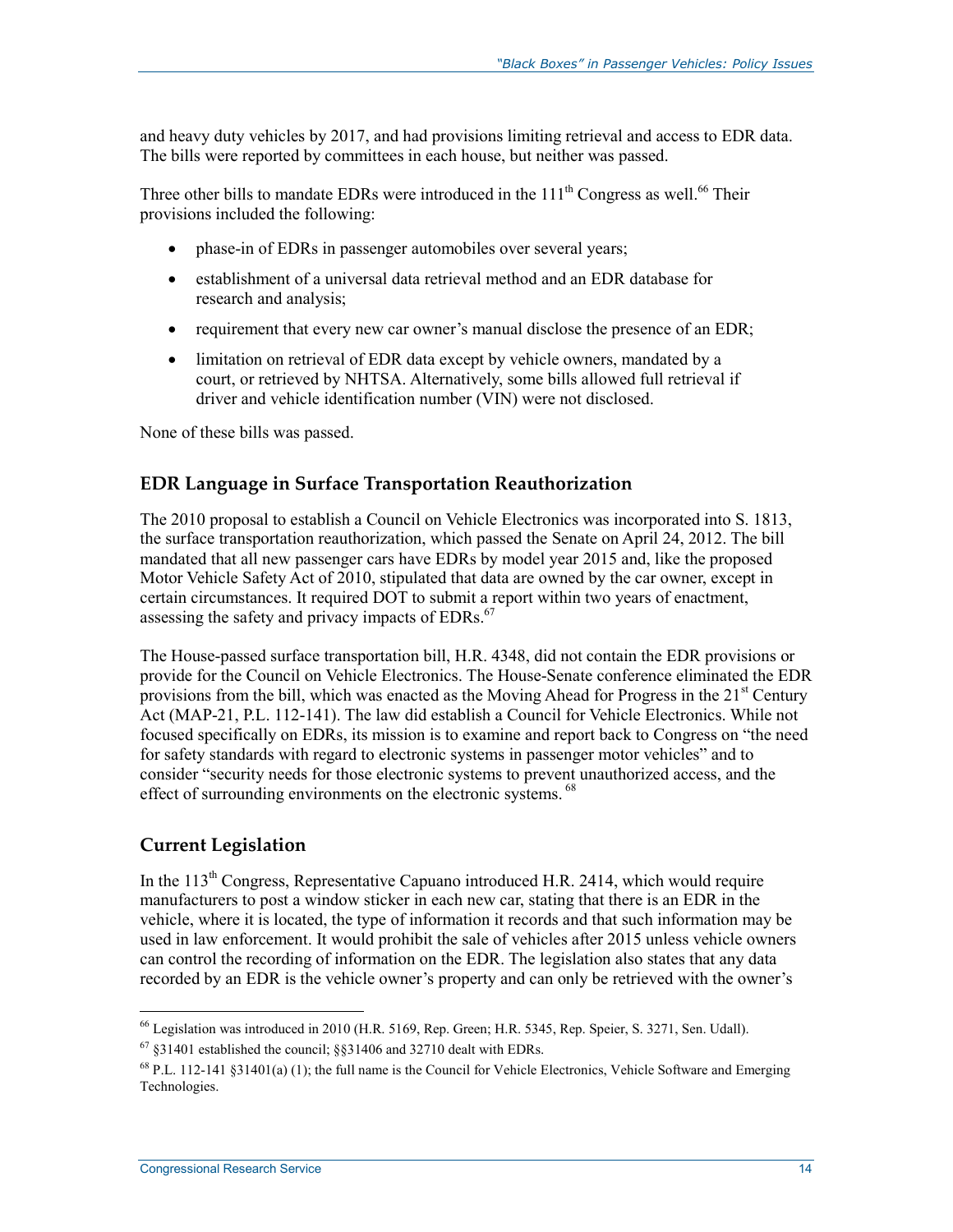and heavy duty vehicles by 2017, and had provisions limiting retrieval and access to EDR data. The bills were reported by committees in each house, but neither was passed.

Three other bills to mandate EDRs were introduced in the 111th Congress as well.[66] Their provisions included the following:

- phase-in of EDRs in passenger automobiles over several years;
- establishment of a universal data retrieval method and an EDR database for research and analysis;
- requirement that every new car owner's manual disclose the presence of an EDR;
- limitation on retrieval of EDR data except by vehicle owners, mandated by a court, or retrieved by NHTSA. Alternatively, some bills allowed full retrieval if driver and vehicle identification number (VIN) were not disclosed.

None of these bills was passed.

### EDR Language in Surface Transportation Reauthorization

The 2010 proposal to establish a Council on Vehicle Electronics was incorporated into S. 1813, the surface transportation reauthorization, which passed the Senate on April 24, 2012. The bill mandated that all new passenger cars have EDRs by model year 2015 and, like the proposed Motor Vehicle Safety Act of 2010, stipulated that data are owned by the car owner, except in certain circumstances. It required DOT to submit a report within two years of enactment, assessing the safety and privacy impacts of EDRs.[67]

The House-passed surface transportation bill, H.R. 4348, did not contain the EDR provisions or provide for the Council on Vehicle Electronics. The House-Senate conference eliminated the EDR provisions from the bill, which was enacted as the Moving Ahead for Progress in the 21st Century Act (MAP-21, P.L. 112-141). The law did establish a Council for Vehicle Electronics. While not focused specifically on EDRs, its mission is to examine and report back to Congress on "the need for safety standards with regard to electronic systems in passenger motor vehicles" and to consider "security needs for those electronic systems to prevent unauthorized access, and the effect of surrounding environments on the electronic systems.[68]

### Current Legislation

In the 113th Congress, Representative Capuano introduced H.R. 2414, which would require manufacturers to post a window sticker in each new car, stating that there is an EDR in the vehicle, where it is located, the type of information it records and that such information may be used in law enforcement. It would prohibit the sale of vehicles after 2015 unless vehicle owners can control the recording of information on the EDR. The legislation also states that any data recorded by an EDR is the vehicle owner's property and can only be retrieved with the owner's

---

[66] Legislation was introduced in 2010 (H.R. 5169, Rep. Green; H.R. 5345, Rep. Speier, S. 3271, Sen. Udall).

[67] §31401 established the council; §§31406 and 32710 dealt with EDRs.

[68] P.L. 112-141 §31401(a) (1); the full name is the Council for Vehicle Electronics, Vehicle Software and Emerging Technologies.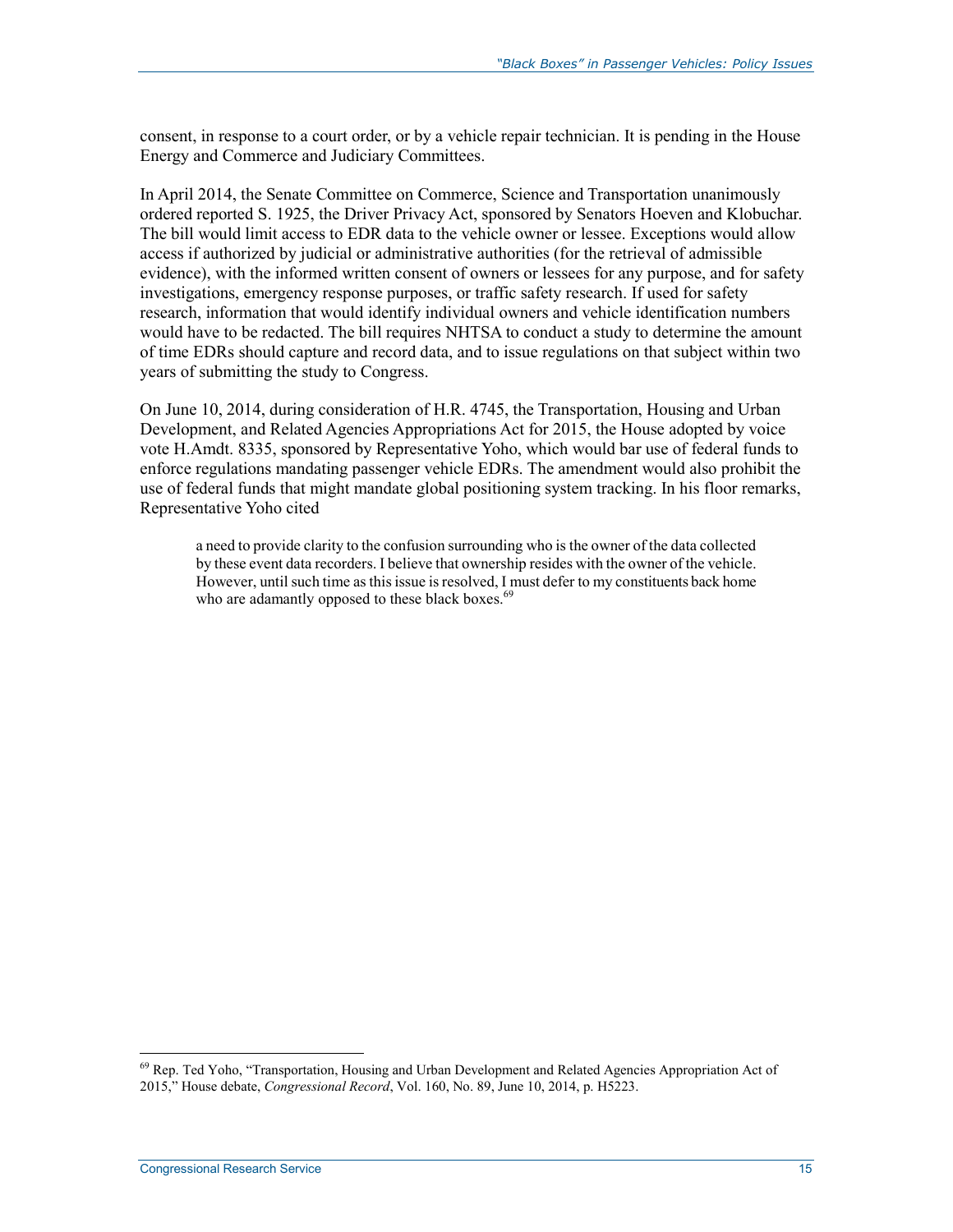consent, in response to a court order, or by a vehicle repair technician. It is pending in the House Energy and Commerce and Judiciary Committees.

In April 2014, the Senate Committee on Commerce, Science and Transportation unanimously ordered reported S. 1925, the Driver Privacy Act, sponsored by Senators Hoeven and Klobuchar. The bill would limit access to EDR data to the vehicle owner or lessee. Exceptions would allow access if authorized by judicial or administrative authorities (for the retrieval of admissible evidence), with the informed written consent of owners or lessees for any purpose, and for safety investigations, emergency response purposes, or traffic safety research. If used for safety research, information that would identify individual owners and vehicle identification numbers would have to be redacted. The bill requires NHTSA to conduct a study to determine the amount of time EDRs should capture and record data, and to issue regulations on that subject within two years of submitting the study to Congress.

On June 10, 2014, during consideration of H.R. 4745, the Transportation, Housing and Urban Development, and Related Agencies Appropriations Act for 2015, the House adopted by voice vote H.Amdt. 8335, sponsored by Representative Yoho, which would bar use of federal funds to enforce regulations mandating passenger vehicle EDRs. The amendment would also prohibit the use of federal funds that might mandate global positioning system tracking. In his floor remarks, Representative Yoho cited

> a need to provide clarity to the confusion surrounding who is the owner of the data collected by these event data recorders. I believe that ownership resides with the owner of the vehicle. However, until such time as this issue is resolved, I must defer to my constituents back home who are adamantly opposed to these black boxes.[69]

[69] Rep. Ted Yoho, "Transportation, Housing and Urban Development and Related Agencies Appropriation Act of 2015," House debate, *Congressional Record*, Vol. 160, No. 89, June 10, 2014, p. H5223.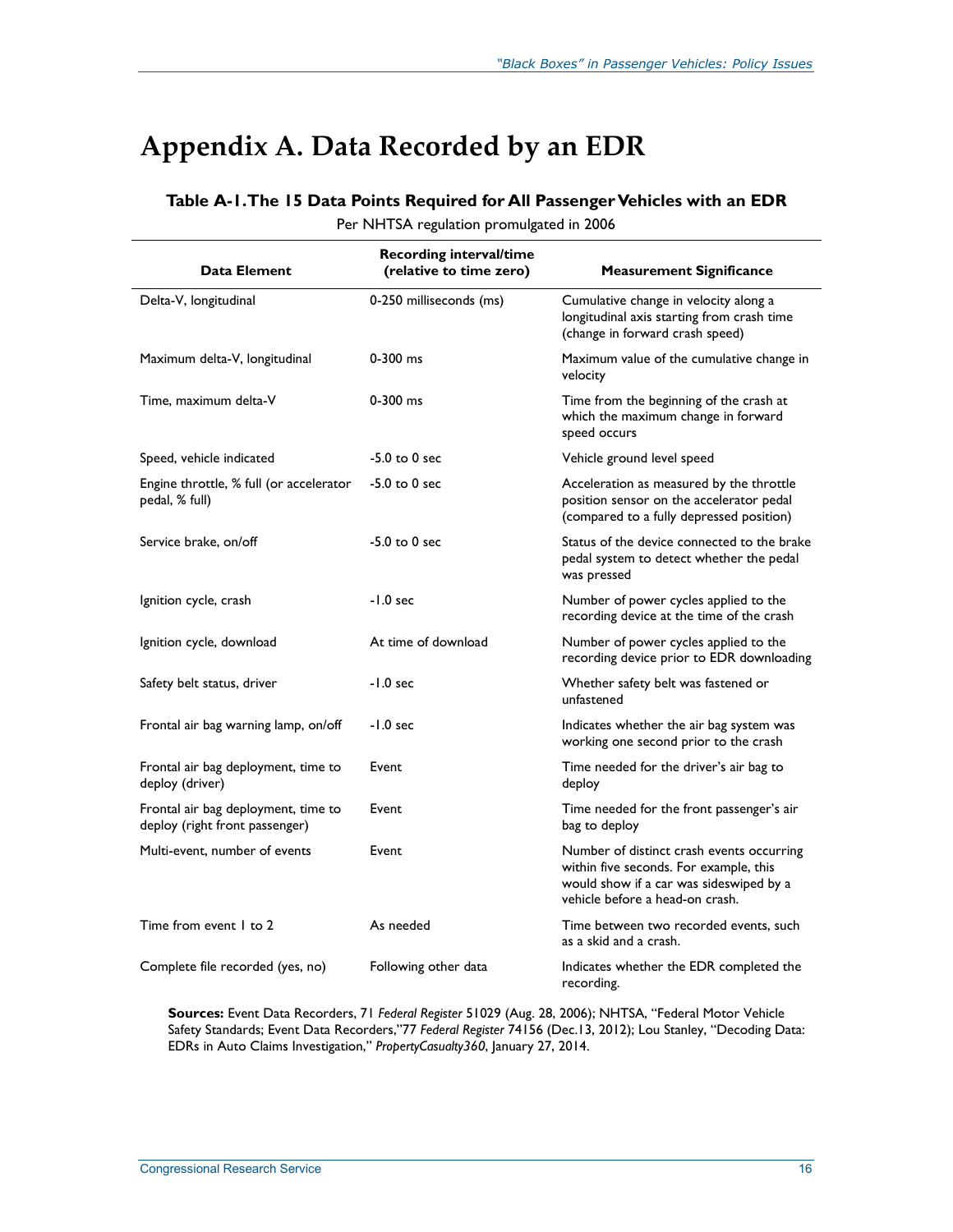# Appendix A. Data Recorded by an EDR

### Table A-1. The 15 Data Points Required for All Passenger Vehicles with an EDR

Per NHTSA regulation promulgated in 2006

| Data Element | Recording interval/time (relative to time zero) | Measurement Significance |
|---|---|---|
| Delta-V, longitudinal | 0-250 milliseconds (ms) | Cumulative change in velocity along a longitudinal axis starting from crash time (change in forward crash speed) |
| Maximum delta-V, longitudinal | 0-300 ms | Maximum value of the cumulative change in velocity |
| Time, maximum delta-V | 0-300 ms | Time from the beginning of the crash at which the maximum change in forward speed occurs |
| Speed, vehicle indicated | -5.0 to 0 sec | Vehicle ground level speed |
| Engine throttle, % full (or accelerator pedal, % full) | -5.0 to 0 sec | Acceleration as measured by the throttle position sensor on the accelerator pedal (compared to a fully depressed position) |
| Service brake, on/off | -5.0 to 0 sec | Status of the device connected to the brake pedal system to detect whether the pedal was pressed |
| Ignition cycle, crash | -1.0 sec | Number of power cycles applied to the recording device at the time of the crash |
| Ignition cycle, download | At time of download | Number of power cycles applied to the recording device prior to EDR downloading |
| Safety belt status, driver | -1.0 sec | Whether safety belt was fastened or unfastened |
| Frontal air bag warning lamp, on/off | -1.0 sec | Indicates whether the air bag system was working one second prior to the crash |
| Frontal air bag deployment, time to deploy (driver) | Event | Time needed for the driver's air bag to deploy |
| Frontal air bag deployment, time to deploy (right front passenger) | Event | Time needed for the front passenger's air bag to deploy |
| Multi-event, number of events | Event | Number of distinct crash events occurring within five seconds. For example, this would show if a car was sideswiped by a vehicle before a head-on crash. |
| Time from event 1 to 2 | As needed | Time between two recorded events, such as a skid and a crash. |
| Complete file recorded (yes, no) | Following other data | Indicates whether the EDR completed the recording. |

**Sources:** Event Data Recorders, 71 *Federal Register* 51029 (Aug. 28, 2006); NHTSA, "Federal Motor Vehicle Safety Standards; Event Data Recorders,"77 *Federal Register* 74156 (Dec.13, 2012); Lou Stanley, "Decoding Data: EDRs in Auto Claims Investigation," *PropertyCasualty360*, January 27, 2014.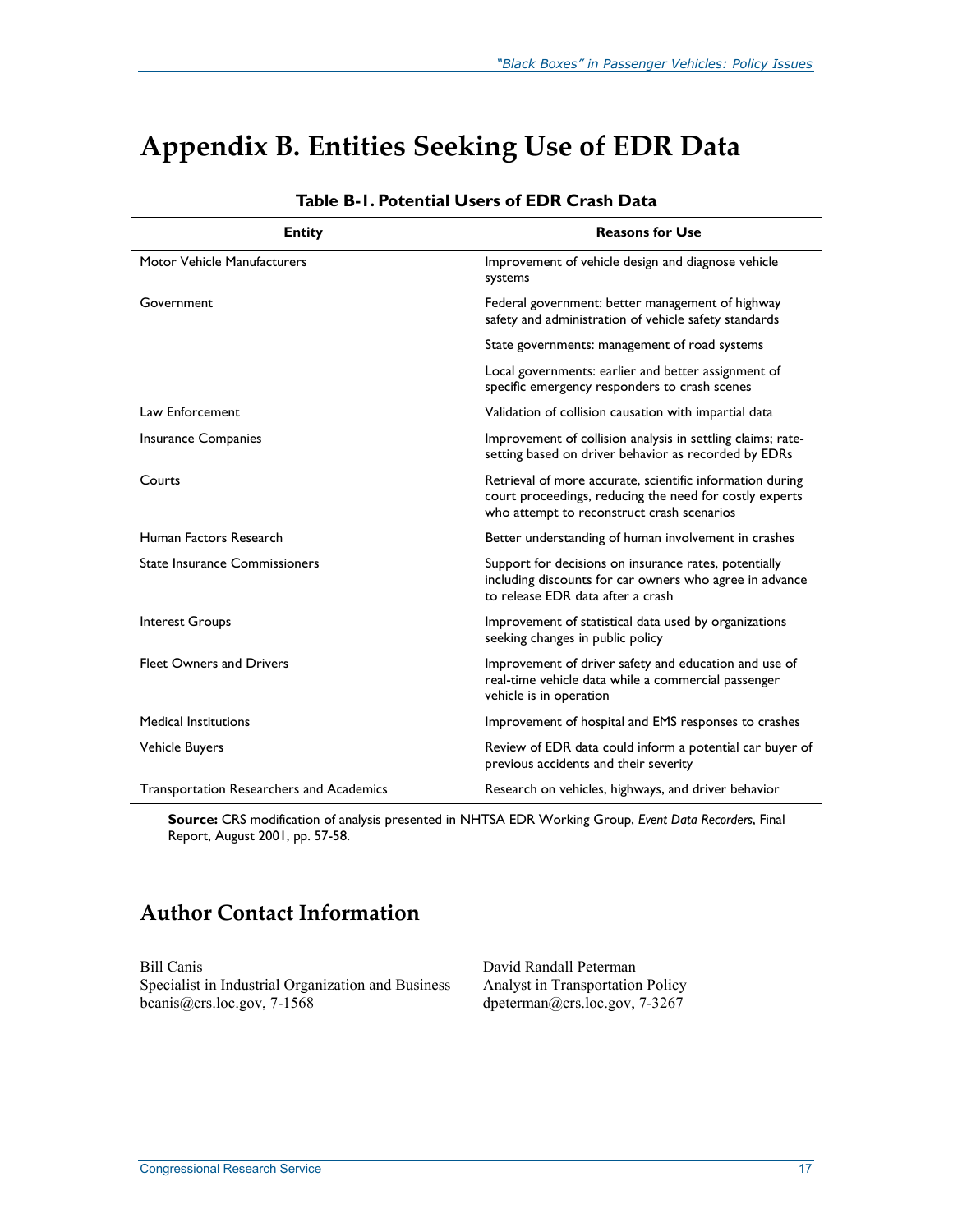# Appendix B. Entities Seeking Use of EDR Data

**Table B-1. Potential Users of EDR Crash Data**

| Entity | Reasons for Use |
|---|---|
| Motor Vehicle Manufacturers | Improvement of vehicle design and diagnose vehicle systems |
| Government | Federal government: better management of highway safety and administration of vehicle safety standards |
| | State governments: management of road systems |
| | Local governments: earlier and better assignment of specific emergency responders to crash scenes |
| Law Enforcement | Validation of collision causation with impartial data |
| Insurance Companies | Improvement of collision analysis in settling claims; rate-setting based on driver behavior as recorded by EDRs |
| Courts | Retrieval of more accurate, scientific information during court proceedings, reducing the need for costly experts who attempt to reconstruct crash scenarios |
| Human Factors Research | Better understanding of human involvement in crashes |
| State Insurance Commissioners | Support for decisions on insurance rates, potentially including discounts for car owners who agree in advance to release EDR data after a crash |
| Interest Groups | Improvement of statistical data used by organizations seeking changes in public policy |
| Fleet Owners and Drivers | Improvement of driver safety and education and use of real-time vehicle data while a commercial passenger vehicle is in operation |
| Medical Institutions | Improvement of hospital and EMS responses to crashes |
| Vehicle Buyers | Review of EDR data could inform a potential car buyer of previous accidents and their severity |
| Transportation Researchers and Academics | Research on vehicles, highways, and driver behavior |

**Source:** CRS modification of analysis presented in NHTSA EDR Working Group, *Event Data Recorders*, Final Report, August 2001, pp. 57-58.

## Author Contact Information

Bill Canis
Specialist in Industrial Organization and Business
bcanis@crs.loc.gov, 7-1568

David Randall Peterman
Analyst in Transportation Policy
dpeterman@crs.loc.gov, 7-3267